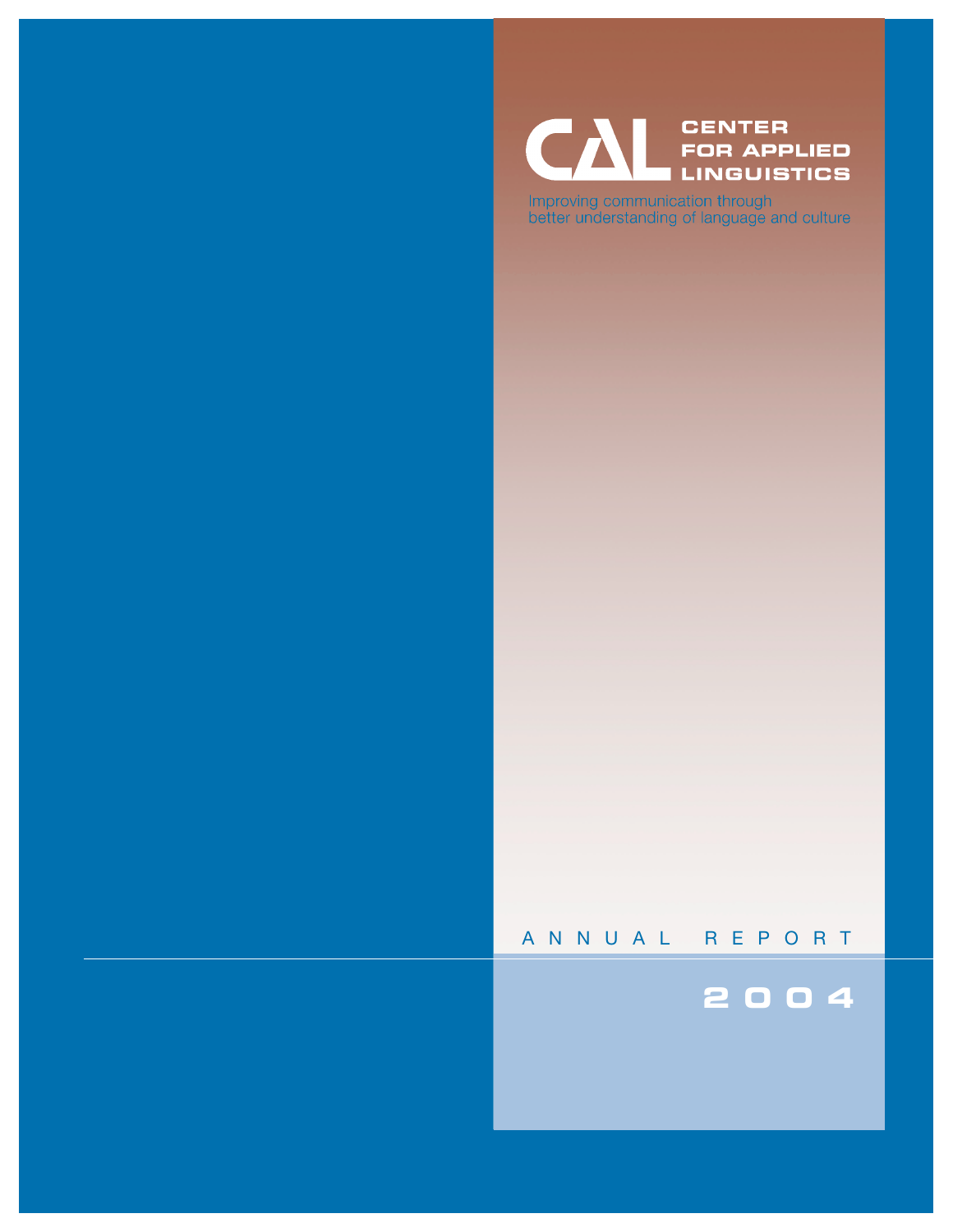# CAL CENTER FOR APPLIED LINGUISTICS

Improving communication through better understanding of language and culture

## ANNUAL REPORT

## 2004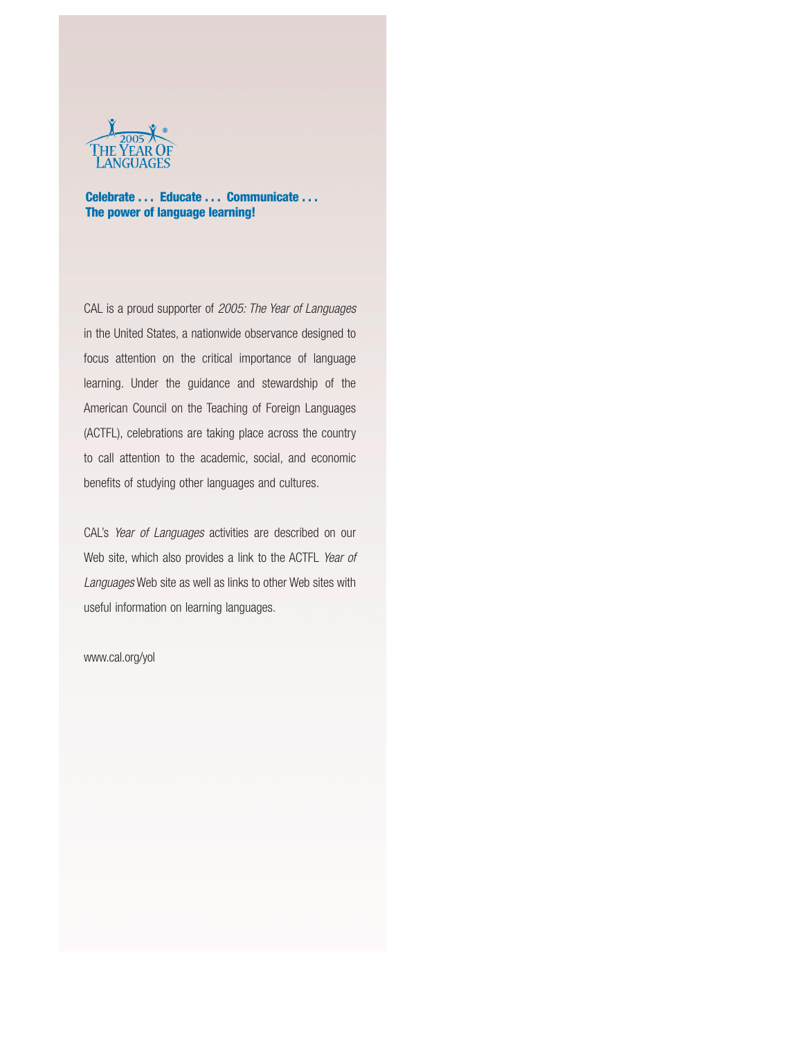2005 THE YEAR OF LANGUAGES®

**Celebrate . . . Educate . . . Communicate . . .**
**The power of language learning!**

CAL is a proud supporter of *2005: The Year of Languages* in the United States, a nationwide observance designed to focus attention on the critical importance of language learning. Under the guidance and stewardship of the American Council on the Teaching of Foreign Languages (ACTFL), celebrations are taking place across the country to call attention to the academic, social, and economic benefits of studying other languages and cultures.

CAL's *Year of Languages* activities are described on our Web site, which also provides a link to the ACTFL *Year of Languages* Web site as well as links to other Web sites with useful information on learning languages.

www.cal.org/yol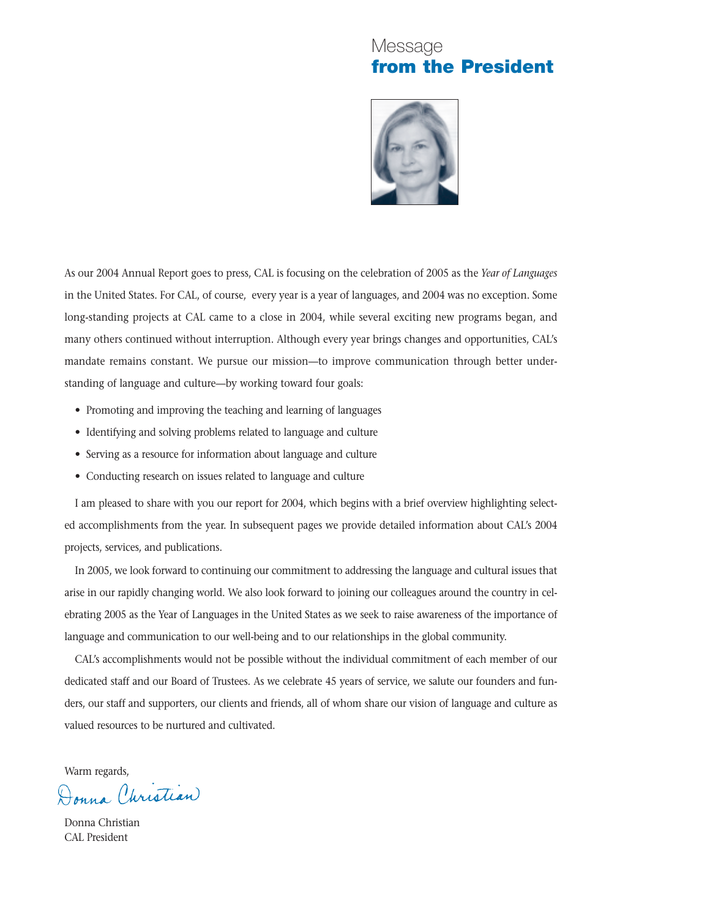# Message **from the President**

As our 2004 Annual Report goes to press, CAL is focusing on the celebration of 2005 as the *Year of Languages* in the United States. For CAL, of course, every year is a year of languages, and 2004 was no exception. Some long-standing projects at CAL came to a close in 2004, while several exciting new programs began, and many others continued without interruption. Although every year brings changes and opportunities, CAL's mandate remains constant. We pursue our mission—to improve communication through better understanding of language and culture—by working toward four goals:

- Promoting and improving the teaching and learning of languages
- Identifying and solving problems related to language and culture
- Serving as a resource for information about language and culture
- Conducting research on issues related to language and culture

I am pleased to share with you our report for 2004, which begins with a brief overview highlighting selected accomplishments from the year. In subsequent pages we provide detailed information about CAL's 2004 projects, services, and publications.

In 2005, we look forward to continuing our commitment to addressing the language and cultural issues that arise in our rapidly changing world. We also look forward to joining our colleagues around the country in celebrating 2005 as the Year of Languages in the United States as we seek to raise awareness of the importance of language and communication to our well-being and to our relationships in the global community.

CAL's accomplishments would not be possible without the individual commitment of each member of our dedicated staff and our Board of Trustees. As we celebrate 45 years of service, we salute our founders and funders, our staff and supporters, our clients and friends, all of whom share our vision of language and culture as valued resources to be nurtured and cultivated.

Warm regards,

Donna Christian

Donna Christian
CAL President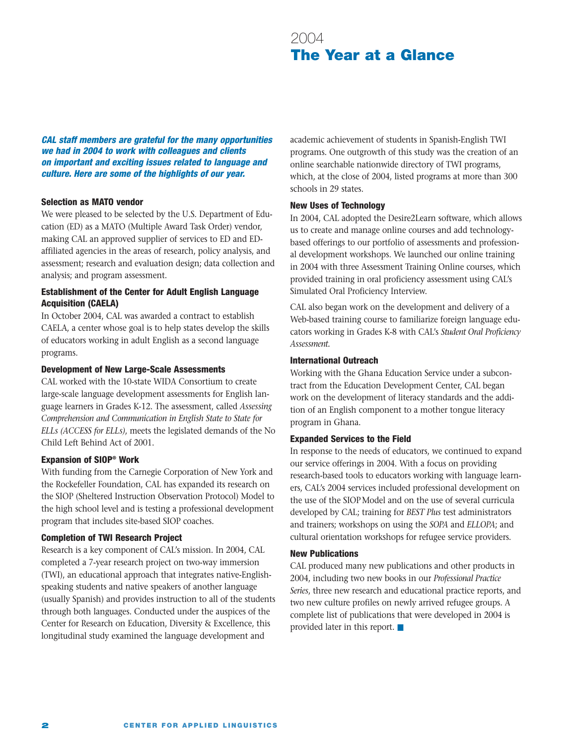# 2004
# The Year at a Glance

***CAL staff members are grateful for the many opportunities we had in 2004 to work with colleagues and clients on important and exciting issues related to language and culture. Here are some of the highlights of our year.***

### Selection as MATO vendor

We were pleased to be selected by the U.S. Department of Education (ED) as a MATO (Multiple Award Task Order) vendor, making CAL an approved supplier of services to ED and ED-affiliated agencies in the areas of research, policy analysis, and assessment; research and evaluation design; data collection and analysis; and program assessment.

### Establishment of the Center for Adult English Language Acquisition (CAELA)

In October 2004, CAL was awarded a contract to establish CAELA, a center whose goal is to help states develop the skills of educators working in adult English as a second language programs.

### Development of New Large-Scale Assessments

CAL worked with the 10-state WIDA Consortium to create large-scale language development assessments for English language learners in Grades K-12. The assessment, called *Assessing Comprehension and Communication in English State to State for ELLs (ACCESS for ELLs)*, meets the legislated demands of the No Child Left Behind Act of 2001.

### Expansion of SIOP® Work

With funding from the Carnegie Corporation of New York and the Rockefeller Foundation, CAL has expanded its research on the SIOP (Sheltered Instruction Observation Protocol) Model to the high school level and is testing a professional development program that includes site-based SIOP coaches.

### Completion of TWI Research Project

Research is a key component of CAL's mission. In 2004, CAL completed a 7-year research project on two-way immersion (TWI), an educational approach that integrates native-English-speaking students and native speakers of another language (usually Spanish) and provides instruction to all of the students through both languages. Conducted under the auspices of the Center for Research on Education, Diversity & Excellence, this longitudinal study examined the language development and academic achievement of students in Spanish-English TWI programs. One outgrowth of this study was the creation of an online searchable nationwide directory of TWI programs, which, at the close of 2004, listed programs at more than 300 schools in 29 states.

### New Uses of Technology

In 2004, CAL adopted the Desire2Learn software, which allows us to create and manage online courses and add technology-based offerings to our portfolio of assessments and professional development workshops. We launched our online training in 2004 with three Assessment Training Online courses, which provided training in oral proficiency assessment using CAL's Simulated Oral Proficiency Interview.

CAL also began work on the development and delivery of a Web-based training course to familiarize foreign language educators working in Grades K-8 with CAL's *Student Oral Proficiency Assessment*.

### International Outreach

Working with the Ghana Education Service under a subcontract from the Education Development Center, CAL began work on the development of literacy standards and the addition of an English component to a mother tongue literacy program in Ghana.

### Expanded Services to the Field

In response to the needs of educators, we continued to expand our service offerings in 2004. With a focus on providing research-based tools to educators working with language learners, CAL's 2004 services included professional development on the use of the SIOP Model and on the use of several curricula developed by CAL; training for *BEST Plus* test administrators and trainers; workshops on using the *SOPA* and *ELLOPA*; and cultural orientation workshops for refugee service providers.

### New Publications

CAL produced many new publications and other products in 2004, including two new books in our *Professional Practice Series*, three new research and educational practice reports, and two new culture profiles on newly arrived refugee groups. A complete list of publications that were developed in 2004 is provided later in this report. ■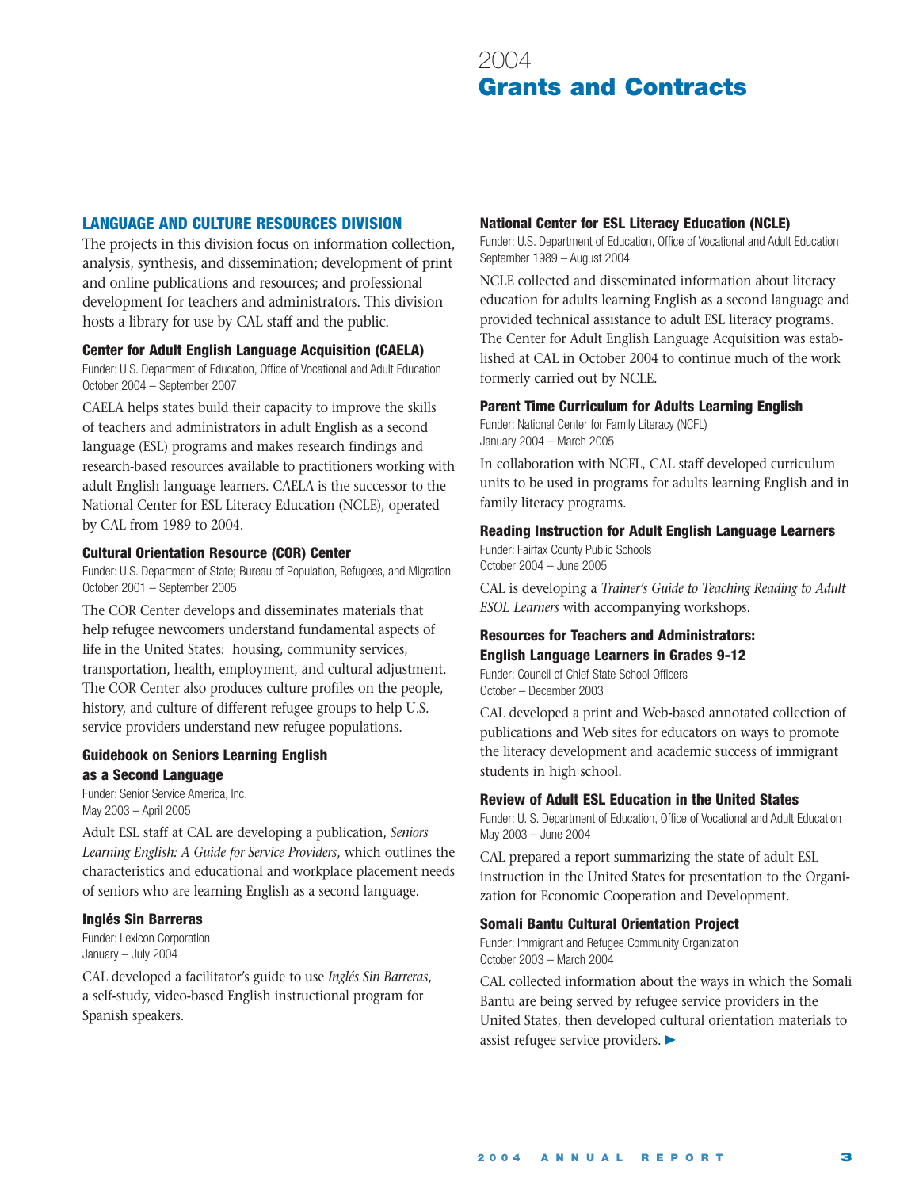# 2004 Grants and Contracts

## LANGUAGE AND CULTURE RESOURCES DIVISION

The projects in this division focus on information collection, analysis, synthesis, and dissemination; development of print and online publications and resources; and professional development for teachers and administrators. This division hosts a library for use by CAL staff and the public.

### Center for Adult English Language Acquisition (CAELA)

Funder: U.S. Department of Education, Office of Vocational and Adult Education
October 2004 – September 2007

CAELA helps states build their capacity to improve the skills of teachers and administrators in adult English as a second language (ESL) programs and makes research findings and research-based resources available to practitioners working with adult English language learners. CAELA is the successor to the National Center for ESL Literacy Education (NCLE), operated by CAL from 1989 to 2004.

### Cultural Orientation Resource (COR) Center

Funder: U.S. Department of State; Bureau of Population, Refugees, and Migration
October 2001 – September 2005

The COR Center develops and disseminates materials that help refugee newcomers understand fundamental aspects of life in the United States: housing, community services, transportation, health, employment, and cultural adjustment. The COR Center also produces culture profiles on the people, history, and culture of different refugee groups to help U.S. service providers understand new refugee populations.

### Guidebook on Seniors Learning English as a Second Language

Funder: Senior Service America, Inc.
May 2003 – April 2005

Adult ESL staff at CAL are developing a publication, *Seniors Learning English: A Guide for Service Providers*, which outlines the characteristics and educational and workplace placement needs of seniors who are learning English as a second language.

### Inglés Sin Barreras

Funder: Lexicon Corporation
January – July 2004

CAL developed a facilitator's guide to use *Inglés Sin Barreras*, a self-study, video-based English instructional program for Spanish speakers.

### National Center for ESL Literacy Education (NCLE)

Funder: U.S. Department of Education, Office of Vocational and Adult Education
September 1989 – August 2004

NCLE collected and disseminated information about literacy education for adults learning English as a second language and provided technical assistance to adult ESL literacy programs. The Center for Adult English Language Acquisition was established at CAL in October 2004 to continue much of the work formerly carried out by NCLE.

### Parent Time Curriculum for Adults Learning English

Funder: National Center for Family Literacy (NCFL)
January 2004 – March 2005

In collaboration with NCFL, CAL staff developed curriculum units to be used in programs for adults learning English and in family literacy programs.

### Reading Instruction for Adult English Language Learners

Funder: Fairfax County Public Schools
October 2004 – June 2005

CAL is developing a *Trainer's Guide to Teaching Reading to Adult ESOL Learners* with accompanying workshops.

### Resources for Teachers and Administrators: English Language Learners in Grades 9-12

Funder: Council of Chief State School Officers
October – December 2003

CAL developed a print and Web-based annotated collection of publications and Web sites for educators on ways to promote the literacy development and academic success of immigrant students in high school.

### Review of Adult ESL Education in the United States

Funder: U. S. Department of Education, Office of Vocational and Adult Education
May 2003 – June 2004

CAL prepared a report summarizing the state of adult ESL instruction in the United States for presentation to the Organization for Economic Cooperation and Development.

### Somali Bantu Cultural Orientation Project

Funder: Immigrant and Refugee Community Organization
October 2003 – March 2004

CAL collected information about the ways in which the Somali Bantu are being served by refugee service providers in the United States, then developed cultural orientation materials to assist refugee service providers. ►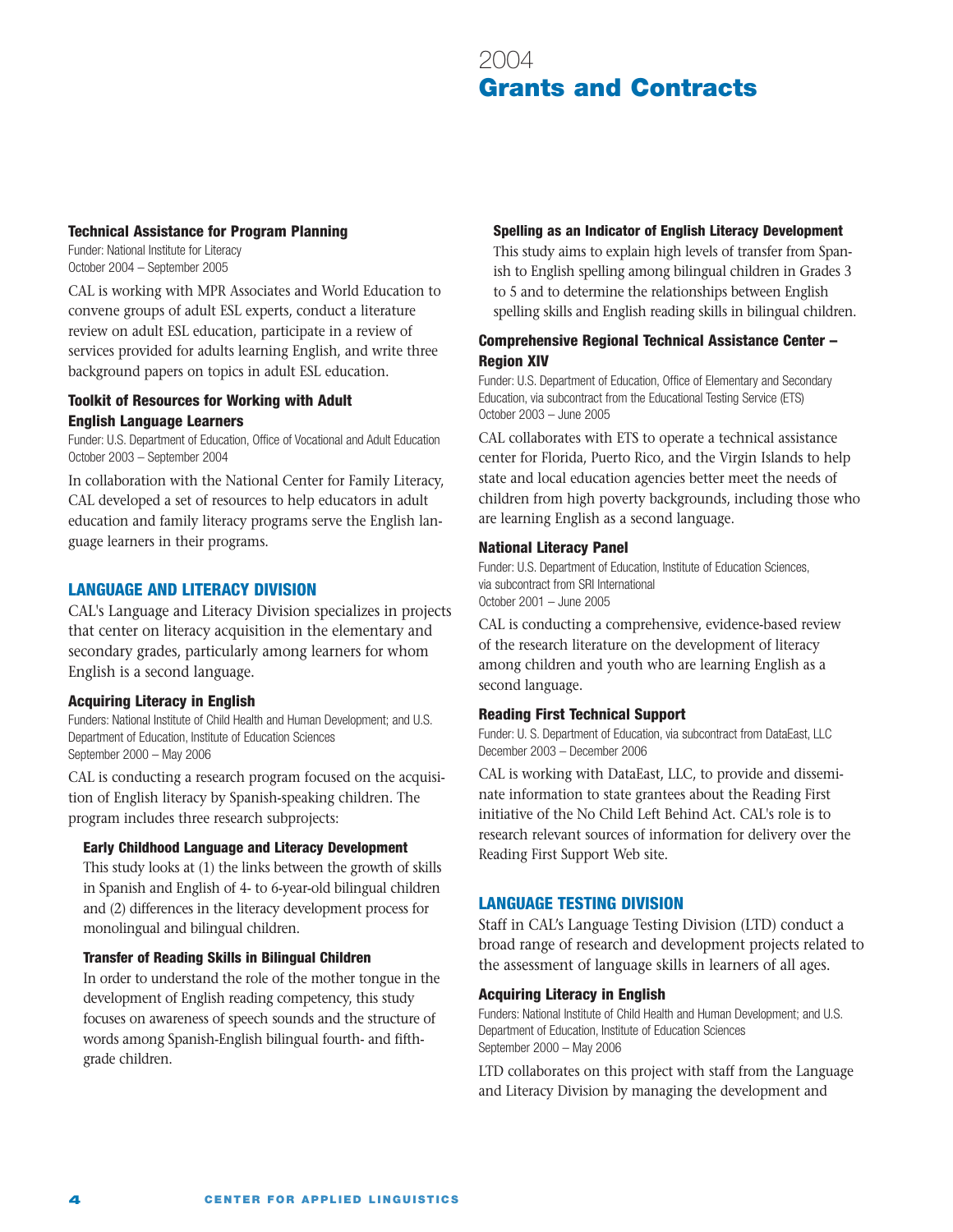# 2004
# Grants and Contracts

### Technical Assistance for Program Planning

Funder: National Institute for Literacy
October 2004 – September 2005

CAL is working with MPR Associates and World Education to convene groups of adult ESL experts, conduct a literature review on adult ESL education, participate in a review of services provided for adults learning English, and write three background papers on topics in adult ESL education.

### Toolkit of Resources for Working with Adult English Language Learners

Funder: U.S. Department of Education, Office of Vocational and Adult Education
October 2003 – September 2004

In collaboration with the National Center for Family Literacy, CAL developed a set of resources to help educators in adult education and family literacy programs serve the English language learners in their programs.

## LANGUAGE AND LITERACY DIVISION

CAL's Language and Literacy Division specializes in projects that center on literacy acquisition in the elementary and secondary grades, particularly among learners for whom English is a second language.

### Acquiring Literacy in English

Funders: National Institute of Child Health and Human Development; and U.S. Department of Education, Institute of Education Sciences
September 2000 – May 2006

CAL is conducting a research program focused on the acquisition of English literacy by Spanish-speaking children. The program includes three research subprojects:

#### Early Childhood Language and Literacy Development

This study looks at (1) the links between the growth of skills in Spanish and English of 4- to 6-year-old bilingual children and (2) differences in the literacy development process for monolingual and bilingual children.

#### Transfer of Reading Skills in Bilingual Children

In order to understand the role of the mother tongue in the development of English reading competency, this study focuses on awareness of speech sounds and the structure of words among Spanish-English bilingual fourth- and fifth-grade children.

#### Spelling as an Indicator of English Literacy Development

This study aims to explain high levels of transfer from Spanish to English spelling among bilingual children in Grades 3 to 5 and to determine the relationships between English spelling skills and English reading skills in bilingual children.

### Comprehensive Regional Technical Assistance Center – Region XIV

Funder: U.S. Department of Education, Office of Elementary and Secondary Education, via subcontract from the Educational Testing Service (ETS)
October 2003 – June 2005

CAL collaborates with ETS to operate a technical assistance center for Florida, Puerto Rico, and the Virgin Islands to help state and local education agencies better meet the needs of children from high poverty backgrounds, including those who are learning English as a second language.

### National Literacy Panel

Funder: U.S. Department of Education, Institute of Education Sciences, via subcontract from SRI International
October 2001 – June 2005

CAL is conducting a comprehensive, evidence-based review of the research literature on the development of literacy among children and youth who are learning English as a second language.

### Reading First Technical Support

Funder: U. S. Department of Education, via subcontract from DataEast, LLC
December 2003 – December 2006

CAL is working with DataEast, LLC, to provide and disseminate information to state grantees about the Reading First initiative of the No Child Left Behind Act. CAL's role is to research relevant sources of information for delivery over the Reading First Support Web site.

## LANGUAGE TESTING DIVISION

Staff in CAL's Language Testing Division (LTD) conduct a broad range of research and development projects related to the assessment of language skills in learners of all ages.

### Acquiring Literacy in English

Funders: National Institute of Child Health and Human Development; and U.S. Department of Education, Institute of Education Sciences
September 2000 – May 2006

LTD collaborates on this project with staff from the Language and Literacy Division by managing the development and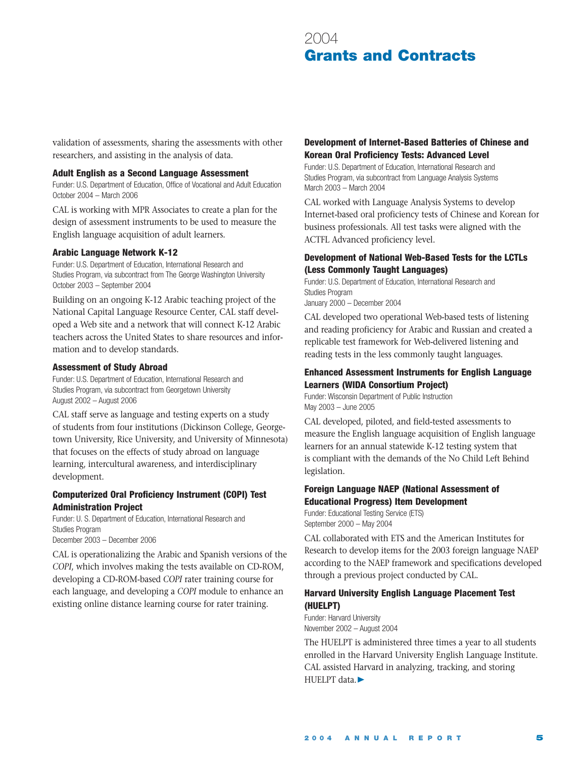# 2004 Grants and Contracts

validation of assessments, sharing the assessments with other researchers, and assisting in the analysis of data.

### Adult English as a Second Language Assessment

Funder: U.S. Department of Education, Office of Vocational and Adult Education
October 2004 – March 2006

CAL is working with MPR Associates to create a plan for the design of assessment instruments to be used to measure the English language acquisition of adult learners.

### Arabic Language Network K-12

Funder: U.S. Department of Education, International Research and Studies Program, via subcontract from The George Washington University
October 2003 – September 2004

Building on an ongoing K-12 Arabic teaching project of the National Capital Language Resource Center, CAL staff developed a Web site and a network that will connect K-12 Arabic teachers across the United States to share resources and information and to develop standards.

### Assessment of Study Abroad

Funder: U.S. Department of Education, International Research and Studies Program, via subcontract from Georgetown University
August 2002 – August 2006

CAL staff serve as language and testing experts on a study of students from four institutions (Dickinson College, Georgetown University, Rice University, and University of Minnesota) that focuses on the effects of study abroad on language learning, intercultural awareness, and interdisciplinary development.

### Computerized Oral Proficiency Instrument (COPI) Test Administration Project

Funder: U. S. Department of Education, International Research and Studies Program
December 2003 – December 2006

CAL is operationalizing the Arabic and Spanish versions of the *COPI*, which involves making the tests available on CD-ROM, developing a CD-ROM-based *COPI* rater training course for each language, and developing a *COPI* module to enhance an existing online distance learning course for rater training.

### Development of Internet-Based Batteries of Chinese and Korean Oral Proficiency Tests: Advanced Level

Funder: U.S. Department of Education, International Research and Studies Program, via subcontract from Language Analysis Systems
March 2003 – March 2004

CAL worked with Language Analysis Systems to develop Internet-based oral proficiency tests of Chinese and Korean for business professionals. All test tasks were aligned with the ACTFL Advanced proficiency level.

### Development of National Web-Based Tests for the LCTLs (Less Commonly Taught Languages)

Funder: U.S. Department of Education, International Research and Studies Program
January 2000 – December 2004

CAL developed two operational Web-based tests of listening and reading proficiency for Arabic and Russian and created a replicable test framework for Web-delivered listening and reading tests in the less commonly taught languages.

### Enhanced Assessment Instruments for English Language Learners (WIDA Consortium Project)

Funder: Wisconsin Department of Public Instruction
May 2003 – June 2005

CAL developed, piloted, and field-tested assessments to measure the English language acquisition of English language learners for an annual statewide K-12 testing system that is compliant with the demands of the No Child Left Behind legislation.

### Foreign Language NAEP (National Assessment of Educational Progress) Item Development

Funder: Educational Testing Service (ETS)
September 2000 – May 2004

CAL collaborated with ETS and the American Institutes for Research to develop items for the 2003 foreign language NAEP according to the NAEP framework and specifications developed through a previous project conducted by CAL.

### Harvard University English Language Placement Test (HUELPT)

Funder: Harvard University
November 2002 – August 2004

The HUELPT is administered three times a year to all students enrolled in the Harvard University English Language Institute. CAL assisted Harvard in analyzing, tracking, and storing HUELPT data.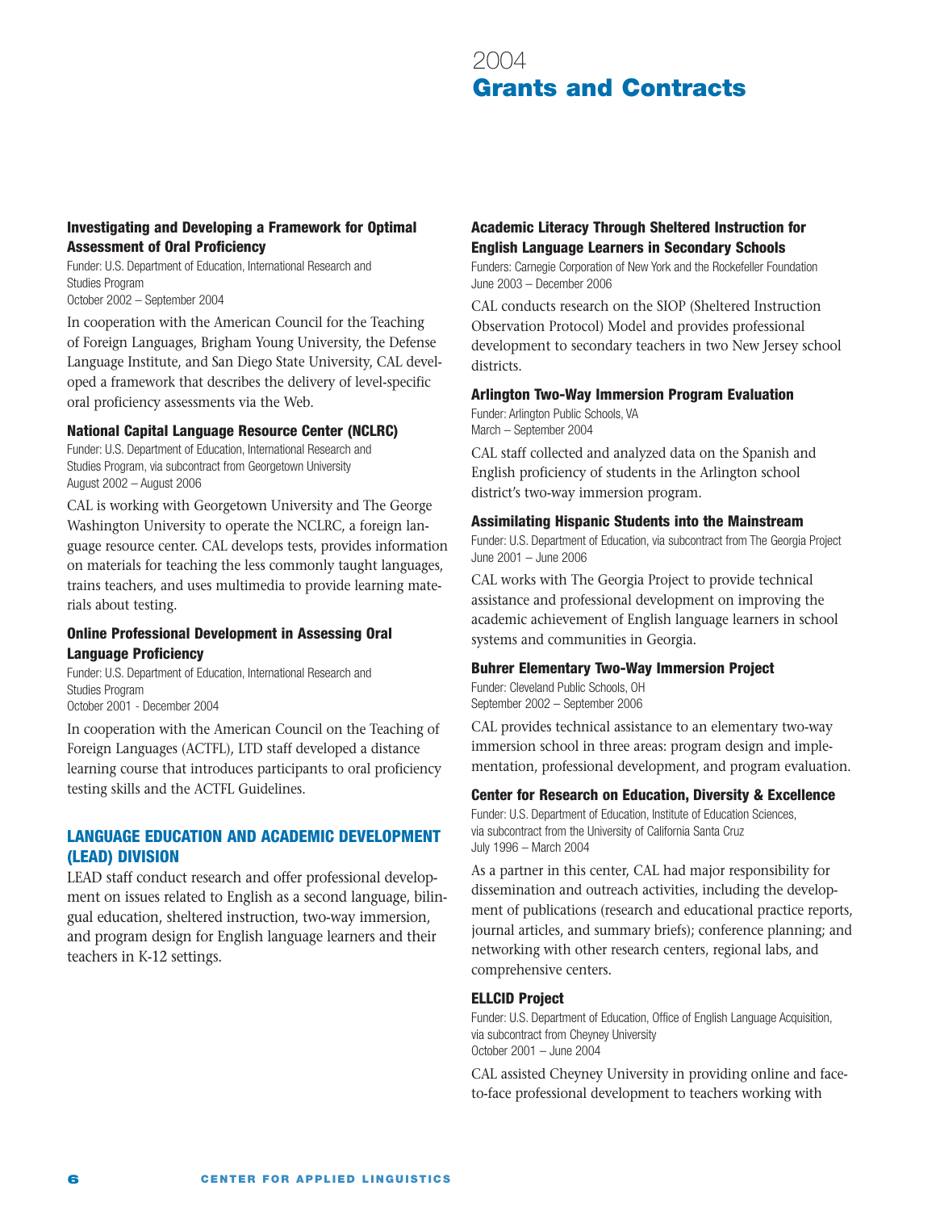# 2004 Grants and Contracts

### Investigating and Developing a Framework for Optimal Assessment of Oral Proficiency

Funder: U.S. Department of Education, International Research and Studies Program
October 2002 – September 2004

In cooperation with the American Council for the Teaching of Foreign Languages, Brigham Young University, the Defense Language Institute, and San Diego State University, CAL developed a framework that describes the delivery of level-specific oral proficiency assessments via the Web.

### National Capital Language Resource Center (NCLRC)

Funder: U.S. Department of Education, International Research and Studies Program, via subcontract from Georgetown University
August 2002 – August 2006

CAL is working with Georgetown University and The George Washington University to operate the NCLRC, a foreign language resource center. CAL develops tests, provides information on materials for teaching the less commonly taught languages, trains teachers, and uses multimedia to provide learning materials about testing.

### Online Professional Development in Assessing Oral Language Proficiency

Funder: U.S. Department of Education, International Research and Studies Program
October 2001 - December 2004

In cooperation with the American Council on the Teaching of Foreign Languages (ACTFL), LTD staff developed a distance learning course that introduces participants to oral proficiency testing skills and the ACTFL Guidelines.

## LANGUAGE EDUCATION AND ACADEMIC DEVELOPMENT (LEAD) DIVISION

LEAD staff conduct research and offer professional development on issues related to English as a second language, bilingual education, sheltered instruction, two-way immersion, and program design for English language learners and their teachers in K-12 settings.

### Academic Literacy Through Sheltered Instruction for English Language Learners in Secondary Schools

Funders: Carnegie Corporation of New York and the Rockefeller Foundation
June 2003 – December 2006

CAL conducts research on the SIOP (Sheltered Instruction Observation Protocol) Model and provides professional development to secondary teachers in two New Jersey school districts.

### Arlington Two-Way Immersion Program Evaluation

Funder: Arlington Public Schools, VA
March – September 2004

CAL staff collected and analyzed data on the Spanish and English proficiency of students in the Arlington school district's two-way immersion program.

### Assimilating Hispanic Students into the Mainstream

Funder: U.S. Department of Education, via subcontract from The Georgia Project
June 2001 – June 2006

CAL works with The Georgia Project to provide technical assistance and professional development on improving the academic achievement of English language learners in school systems and communities in Georgia.

### Buhrer Elementary Two-Way Immersion Project

Funder: Cleveland Public Schools, OH
September 2002 – September 2006

CAL provides technical assistance to an elementary two-way immersion school in three areas: program design and implementation, professional development, and program evaluation.

### Center for Research on Education, Diversity & Excellence

Funder: U.S. Department of Education, Institute of Education Sciences, via subcontract from the University of California Santa Cruz
July 1996 – March 2004

As a partner in this center, CAL had major responsibility for dissemination and outreach activities, including the development of publications (research and educational practice reports, journal articles, and summary briefs); conference planning; and networking with other research centers, regional labs, and comprehensive centers.

### ELLCID Project

Funder: U.S. Department of Education, Office of English Language Acquisition, via subcontract from Cheyney University
October 2001 – June 2004

CAL assisted Cheyney University in providing online and face-to-face professional development to teachers working with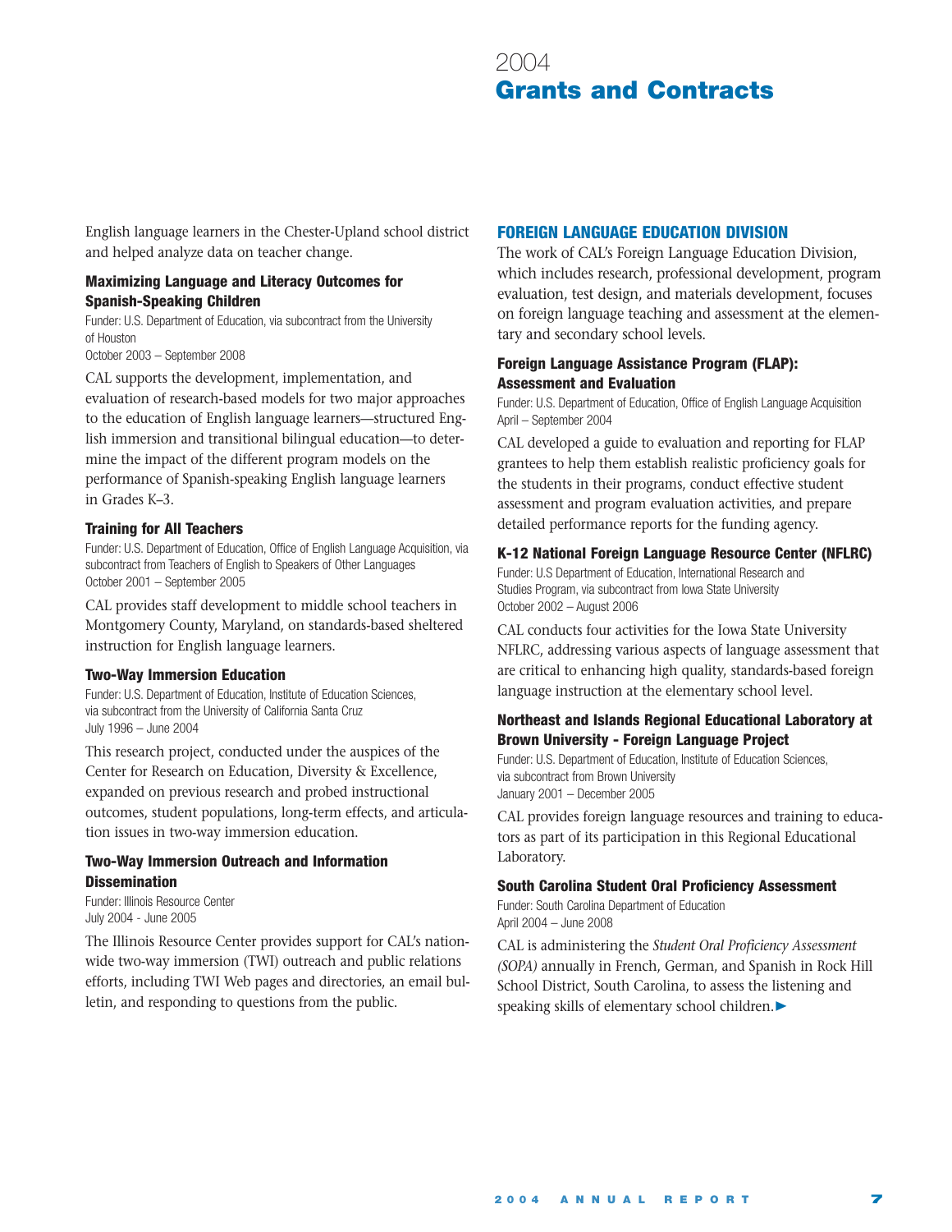# 2004 Grants and Contracts

English language learners in the Chester-Upland school district and helped analyze data on teacher change.

### Maximizing Language and Literacy Outcomes for Spanish-Speaking Children

Funder: U.S. Department of Education, via subcontract from the University of Houston
October 2003 – September 2008

CAL supports the development, implementation, and evaluation of research-based models for two major approaches to the education of English language learners—structured English immersion and transitional bilingual education—to determine the impact of the different program models on the performance of Spanish-speaking English language learners in Grades K–3.

### Training for All Teachers

Funder: U.S. Department of Education, Office of English Language Acquisition, via subcontract from Teachers of English to Speakers of Other Languages
October 2001 – September 2005

CAL provides staff development to middle school teachers in Montgomery County, Maryland, on standards-based sheltered instruction for English language learners.

### Two-Way Immersion Education

Funder: U.S. Department of Education, Institute of Education Sciences, via subcontract from the University of California Santa Cruz
July 1996 – June 2004

This research project, conducted under the auspices of the Center for Research on Education, Diversity & Excellence, expanded on previous research and probed instructional outcomes, student populations, long-term effects, and articulation issues in two-way immersion education.

### Two-Way Immersion Outreach and Information Dissemination

Funder: Illinois Resource Center
July 2004 - June 2005

The Illinois Resource Center provides support for CAL's nationwide two-way immersion (TWI) outreach and public relations efforts, including TWI Web pages and directories, an email bulletin, and responding to questions from the public.

## FOREIGN LANGUAGE EDUCATION DIVISION

The work of CAL's Foreign Language Education Division, which includes research, professional development, program evaluation, test design, and materials development, focuses on foreign language teaching and assessment at the elementary and secondary school levels.

### Foreign Language Assistance Program (FLAP): Assessment and Evaluation

Funder: U.S. Department of Education, Office of English Language Acquisition
April – September 2004

CAL developed a guide to evaluation and reporting for FLAP grantees to help them establish realistic proficiency goals for the students in their programs, conduct effective student assessment and program evaluation activities, and prepare detailed performance reports for the funding agency.

### K-12 National Foreign Language Resource Center (NFLRC)

Funder: U.S Department of Education, International Research and Studies Program, via subcontract from Iowa State University
October 2002 – August 2006

CAL conducts four activities for the Iowa State University NFLRC, addressing various aspects of language assessment that are critical to enhancing high quality, standards-based foreign language instruction at the elementary school level.

### Northeast and Islands Regional Educational Laboratory at Brown University - Foreign Language Project

Funder: U.S. Department of Education, Institute of Education Sciences, via subcontract from Brown University
January 2001 – December 2005

CAL provides foreign language resources and training to educators as part of its participation in this Regional Educational Laboratory.

### South Carolina Student Oral Proficiency Assessment

Funder: South Carolina Department of Education
April 2004 – June 2008

CAL is administering the *Student Oral Proficiency Assessment (SOPA)* annually in French, German, and Spanish in Rock Hill School District, South Carolina, to assess the listening and speaking skills of elementary school children.►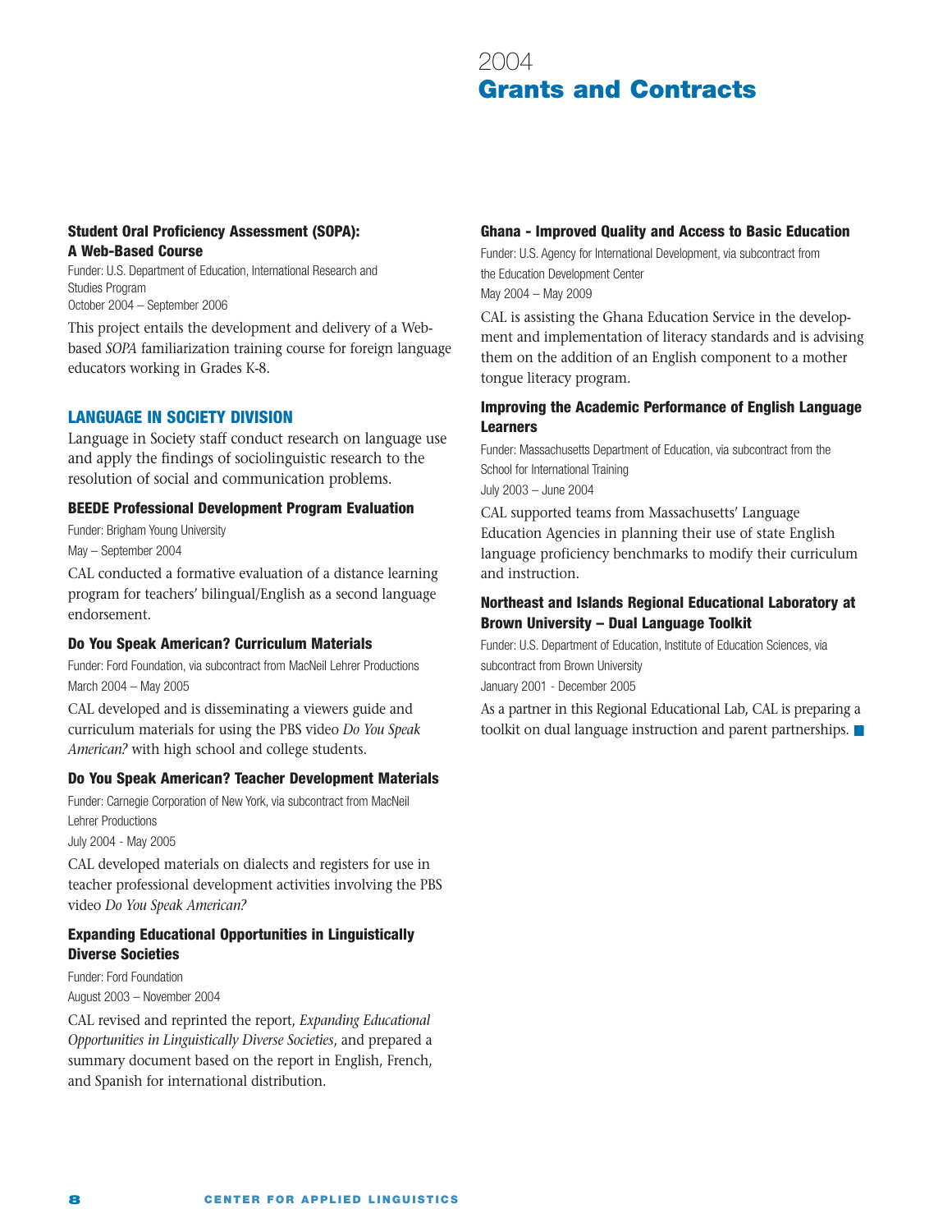# 2004 Grants and Contracts

### Student Oral Proficiency Assessment (SOPA): A Web-Based Course

Funder: U.S. Department of Education, International Research and Studies Program
October 2004 – September 2006

This project entails the development and delivery of a Web-based *SOPA* familiarization training course for foreign language educators working in Grades K-8.

## LANGUAGE IN SOCIETY DIVISION

Language in Society staff conduct research on language use and apply the findings of sociolinguistic research to the resolution of social and communication problems.

### BEEDE Professional Development Program Evaluation

Funder: Brigham Young University
May – September 2004

CAL conducted a formative evaluation of a distance learning program for teachers' bilingual/English as a second language endorsement.

### Do You Speak American? Curriculum Materials

Funder: Ford Foundation, via subcontract from MacNeil Lehrer Productions
March 2004 – May 2005

CAL developed and is disseminating a viewers guide and curriculum materials for using the PBS video *Do You Speak American?* with high school and college students.

### Do You Speak American? Teacher Development Materials

Funder: Carnegie Corporation of New York, via subcontract from MacNeil Lehrer Productions
July 2004 - May 2005

CAL developed materials on dialects and registers for use in teacher professional development activities involving the PBS video *Do You Speak American?*

### Expanding Educational Opportunities in Linguistically Diverse Societies

Funder: Ford Foundation
August 2003 – November 2004

CAL revised and reprinted the report, *Expanding Educational Opportunities in Linguistically Diverse Societies*, and prepared a summary document based on the report in English, French, and Spanish for international distribution.

### Ghana - Improved Quality and Access to Basic Education

Funder: U.S. Agency for International Development, via subcontract from the Education Development Center
May 2004 – May 2009

CAL is assisting the Ghana Education Service in the development and implementation of literacy standards and is advising them on the addition of an English component to a mother tongue literacy program.

### Improving the Academic Performance of English Language Learners

Funder: Massachusetts Department of Education, via subcontract from the School for International Training
July 2003 – June 2004

CAL supported teams from Massachusetts' Language Education Agencies in planning their use of state English language proficiency benchmarks to modify their curriculum and instruction.

### Northeast and Islands Regional Educational Laboratory at Brown University – Dual Language Toolkit

Funder: U.S. Department of Education, Institute of Education Sciences, via subcontract from Brown University
January 2001 - December 2005

As a partner in this Regional Educational Lab, CAL is preparing a toolkit on dual language instruction and parent partnerships. ■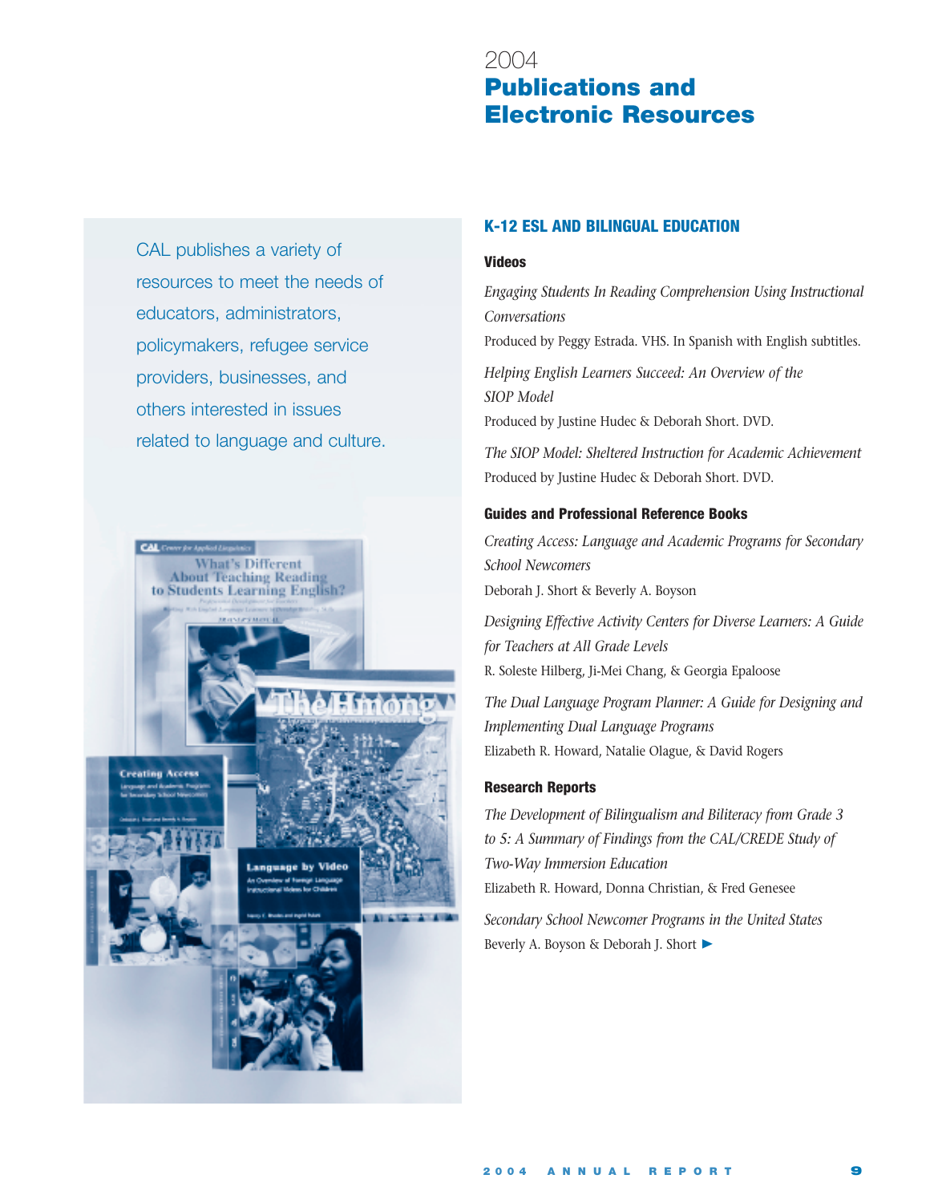# 2004 Publications and Electronic Resources

CAL publishes a variety of resources to meet the needs of educators, administrators, policymakers, refugee service providers, businesses, and others interested in issues related to language and culture.

## K-12 ESL AND BILINGUAL EDUCATION

### Videos

*Engaging Students In Reading Comprehension Using Instructional Conversations*
Produced by Peggy Estrada. VHS. In Spanish with English subtitles.

*Helping English Learners Succeed: An Overview of the SIOP Model*
Produced by Justine Hudec & Deborah Short. DVD.

*The SIOP Model: Sheltered Instruction for Academic Achievement*
Produced by Justine Hudec & Deborah Short. DVD.

### Guides and Professional Reference Books

*Creating Access: Language and Academic Programs for Secondary School Newcomers*
Deborah J. Short & Beverly A. Boyson

*Designing Effective Activity Centers for Diverse Learners: A Guide for Teachers at All Grade Levels*
R. Soleste Hilberg, Ji-Mei Chang, & Georgia Epaloose

*The Dual Language Program Planner: A Guide for Designing and Implementing Dual Language Programs*
Elizabeth R. Howard, Natalie Olague, & David Rogers

### Research Reports

*The Development of Bilingualism and Biliteracy from Grade 3 to 5: A Summary of Findings from the CAL/CREDE Study of Two-Way Immersion Education*
Elizabeth R. Howard, Donna Christian, & Fred Genesee

*Secondary School Newcomer Programs in the United States*
Beverly A. Boyson & Deborah J. Short ►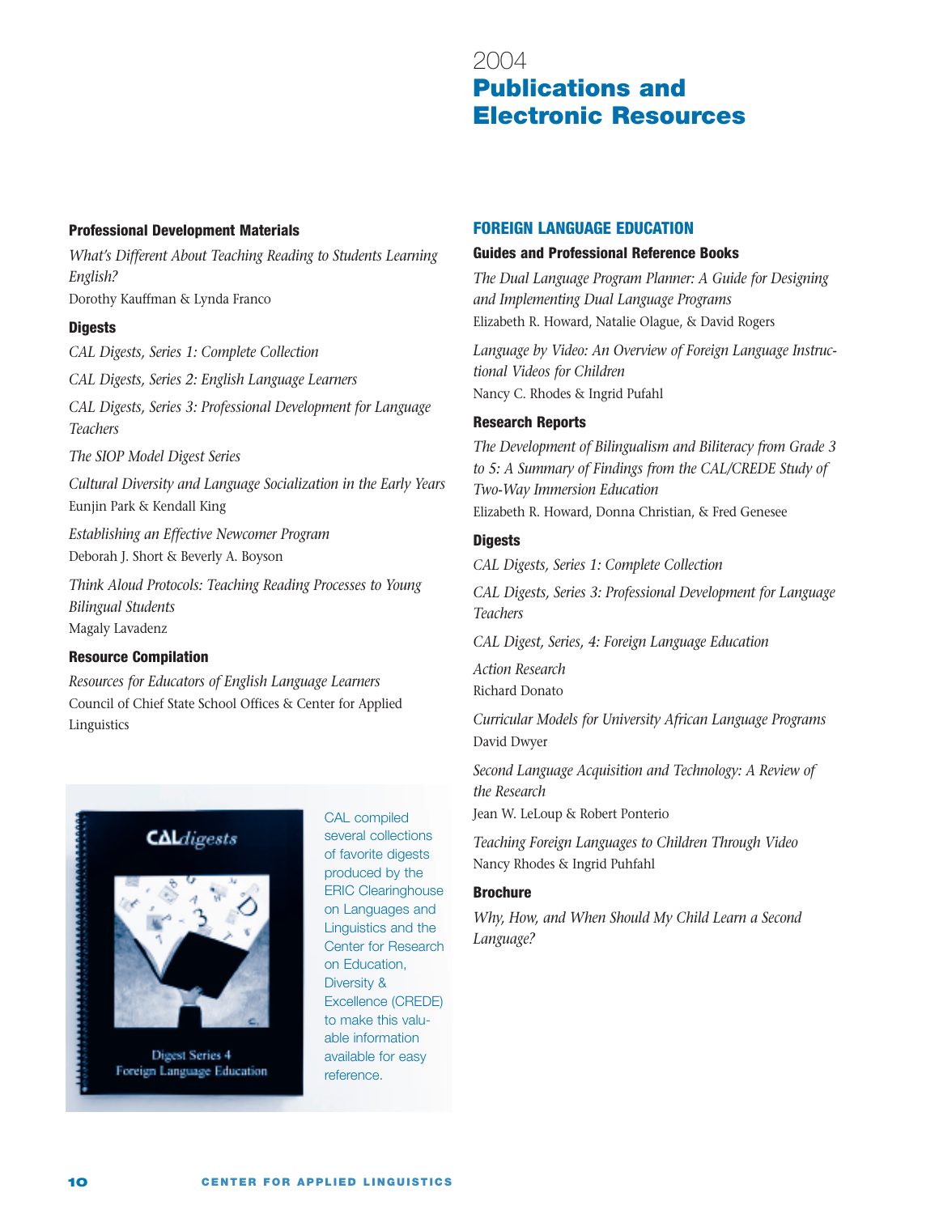# 2004 Publications and Electronic Resources

### Professional Development Materials

*What's Different About Teaching Reading to Students Learning English?*
Dorothy Kauffman & Lynda Franco

### Digests

*CAL Digests, Series 1: Complete Collection*

*CAL Digests, Series 2: English Language Learners*

*CAL Digests, Series 3: Professional Development for Language Teachers*

*The SIOP Model Digest Series*

*Cultural Diversity and Language Socialization in the Early Years*
Eunjin Park & Kendall King

*Establishing an Effective Newcomer Program*
Deborah J. Short & Beverly A. Boyson

*Think Aloud Protocols: Teaching Reading Processes to Young Bilingual Students*
Magaly Lavadenz

### Resource Compilation

*Resources for Educators of English Language Learners*
Council of Chief State School Offices & Center for Applied Linguistics

CAL compiled several collections of favorite digests produced by the ERIC Clearinghouse on Languages and Linguistics and the Center for Research on Education, Diversity & Excellence (CREDE) to make this valuable information available for easy reference.

## FOREIGN LANGUAGE EDUCATION

### Guides and Professional Reference Books

*The Dual Language Program Planner: A Guide for Designing and Implementing Dual Language Programs*
Elizabeth R. Howard, Natalie Olague, & David Rogers

*Language by Video: An Overview of Foreign Language Instructional Videos for Children*
Nancy C. Rhodes & Ingrid Pufahl

### Research Reports

*The Development of Bilingualism and Biliteracy from Grade 3 to 5: A Summary of Findings from the CAL/CREDE Study of Two-Way Immersion Education*
Elizabeth R. Howard, Donna Christian, & Fred Genesee

### Digests

*CAL Digests, Series 1: Complete Collection*

*CAL Digests, Series 3: Professional Development for Language Teachers*

*CAL Digest, Series, 4: Foreign Language Education*

*Action Research*
Richard Donato

*Curricular Models for University African Language Programs*
David Dwyer

*Second Language Acquisition and Technology: A Review of the Research*
Jean W. LeLoup & Robert Ponterio

*Teaching Foreign Languages to Children Through Video*
Nancy Rhodes & Ingrid Puhfahl

### Brochure

*Why, How, and When Should My Child Learn a Second Language?*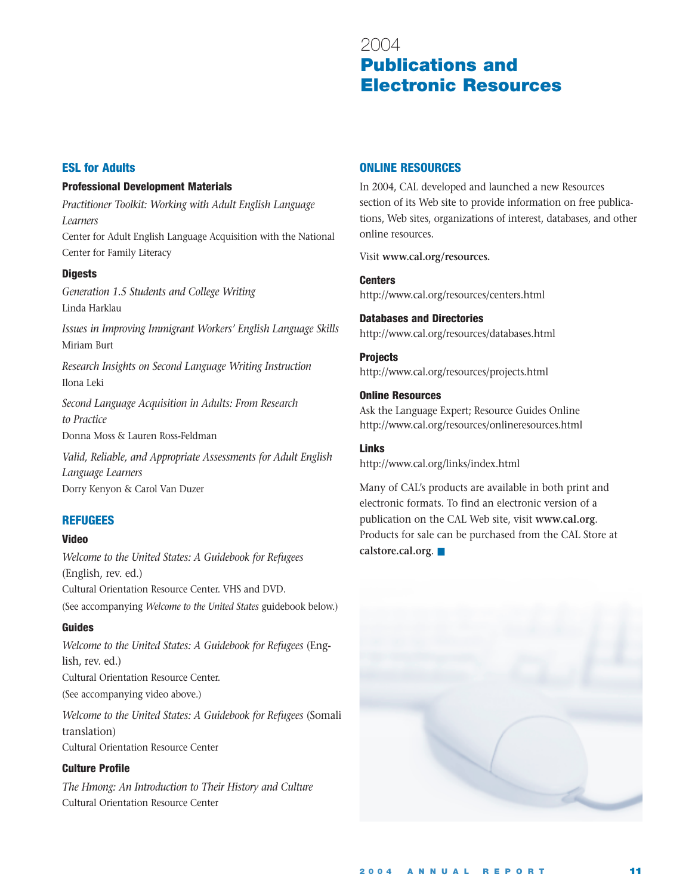# 2004 Publications and Electronic Resources

## ESL for Adults

### Professional Development Materials

*Practitioner Toolkit: Working with Adult English Language Learners*
Center for Adult English Language Acquisition with the National Center for Family Literacy

### Digests

*Generation 1.5 Students and College Writing*
Linda Harklau

*Issues in Improving Immigrant Workers' English Language Skills*
Miriam Burt

*Research Insights on Second Language Writing Instruction*
Ilona Leki

*Second Language Acquisition in Adults: From Research to Practice*
Donna Moss & Lauren Ross-Feldman

*Valid, Reliable, and Appropriate Assessments for Adult English Language Learners*
Dorry Kenyon & Carol Van Duzer

## REFUGEES

### Video

*Welcome to the United States: A Guidebook for Refugees* (English, rev. ed.)
Cultural Orientation Resource Center. VHS and DVD.
(See accompanying *Welcome to the United States* guidebook below.)

### Guides

*Welcome to the United States: A Guidebook for Refugees* (English, rev. ed.)
Cultural Orientation Resource Center.
(See accompanying video above.)

*Welcome to the United States: A Guidebook for Refugees* (Somali translation)
Cultural Orientation Resource Center

### Culture Profile

*The Hmong: An Introduction to Their History and Culture*
Cultural Orientation Resource Center

## ONLINE RESOURCES

In 2004, CAL developed and launched a new Resources section of its Web site to provide information on free publications, Web sites, organizations of interest, databases, and other online resources.

Visit **www.cal.org/resources.**

### Centers

http://www.cal.org/resources/centers.html

### Databases and Directories

http://www.cal.org/resources/databases.html

### Projects

http://www.cal.org/resources/projects.html

### Online Resources

Ask the Language Expert; Resource Guides Online
http://www.cal.org/resources/onlineresources.html

### Links

http://www.cal.org/links/index.html

Many of CAL's products are available in both print and electronic formats. To find an electronic version of a publication on the CAL Web site, visit **www.cal.org**. Products for sale can be purchased from the CAL Store at **calstore.cal.org**.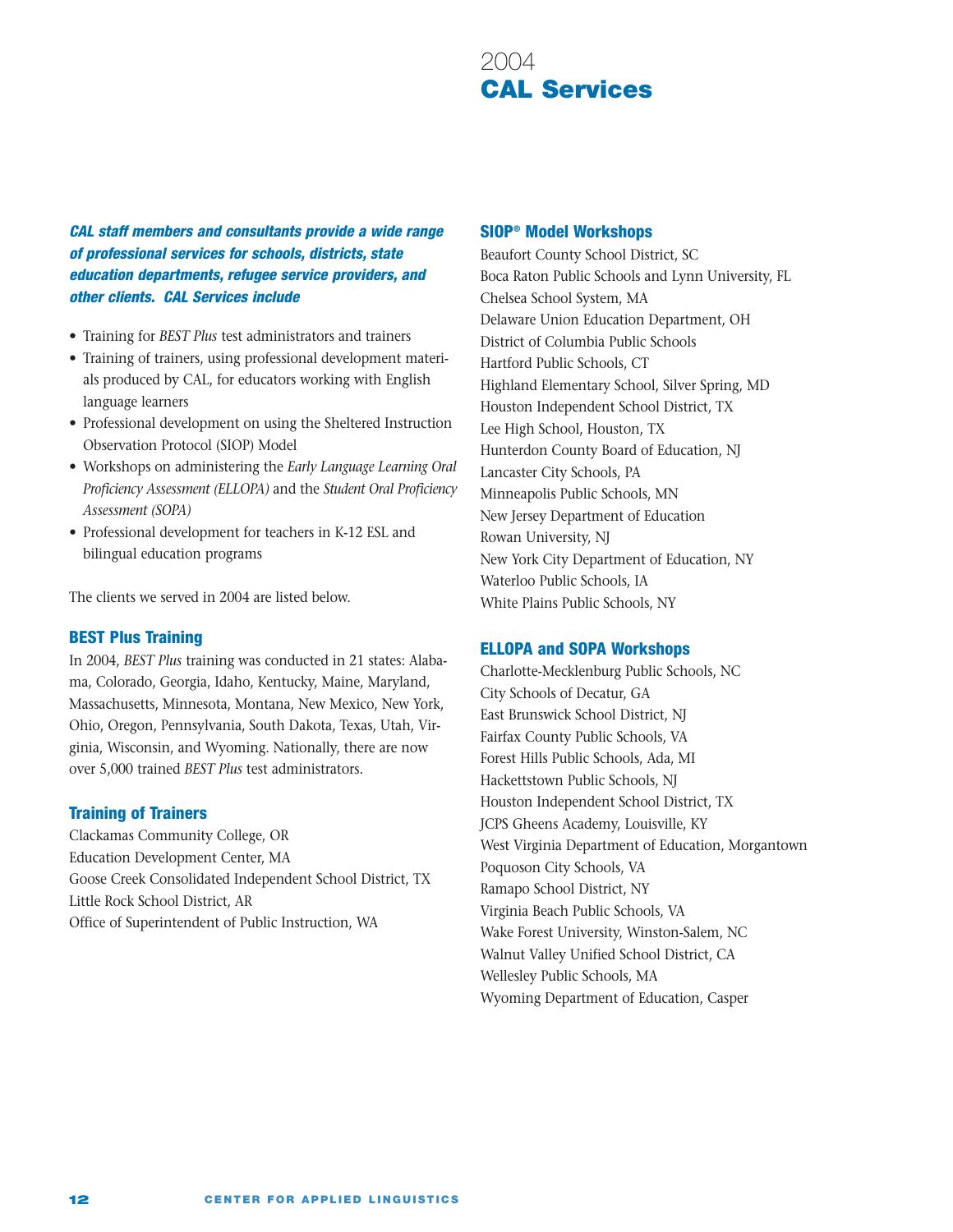# 2004 **CAL Services**

***CAL staff members and consultants provide a wide range of professional services for schools, districts, state education departments, refugee service providers, and other clients. CAL Services include***

- Training for *BEST Plus* test administrators and trainers
- Training of trainers, using professional development materials produced by CAL, for educators working with English language learners
- Professional development on using the Sheltered Instruction Observation Protocol (SIOP) Model
- Workshops on administering the *Early Language Learning Oral Proficiency Assessment (ELLOPA)* and the *Student Oral Proficiency Assessment (SOPA)*
- Professional development for teachers in K-12 ESL and bilingual education programs

The clients we served in 2004 are listed below.

### BEST Plus Training

In 2004, *BEST Plus* training was conducted in 21 states: Alabama, Colorado, Georgia, Idaho, Kentucky, Maine, Maryland, Massachusetts, Minnesota, Montana, New Mexico, New York, Ohio, Oregon, Pennsylvania, South Dakota, Texas, Utah, Virginia, Wisconsin, and Wyoming. Nationally, there are now over 5,000 trained *BEST Plus* test administrators.

### Training of Trainers

Clackamas Community College, OR
Education Development Center, MA
Goose Creek Consolidated Independent School District, TX
Little Rock School District, AR
Office of Superintendent of Public Instruction, WA

### SIOP® Model Workshops

Beaufort County School District, SC
Boca Raton Public Schools and Lynn University, FL
Chelsea School System, MA
Delaware Union Education Department, OH
District of Columbia Public Schools
Hartford Public Schools, CT
Highland Elementary School, Silver Spring, MD
Houston Independent School District, TX
Lee High School, Houston, TX
Hunterdon County Board of Education, NJ
Lancaster City Schools, PA
Minneapolis Public Schools, MN
New Jersey Department of Education
Rowan University, NJ
New York City Department of Education, NY
Waterloo Public Schools, IA
White Plains Public Schools, NY

### ELLOPA and SOPA Workshops

Charlotte-Mecklenburg Public Schools, NC
City Schools of Decatur, GA
East Brunswick School District, NJ
Fairfax County Public Schools, VA
Forest Hills Public Schools, Ada, MI
Hackettstown Public Schools, NJ
Houston Independent School District, TX
JCPS Gheens Academy, Louisville, KY
West Virginia Department of Education, Morgantown
Poquoson City Schools, VA
Ramapo School District, NY
Virginia Beach Public Schools, VA
Wake Forest University, Winston-Salem, NC
Walnut Valley Unified School District, CA
Wellesley Public Schools, MA
Wyoming Department of Education, Casper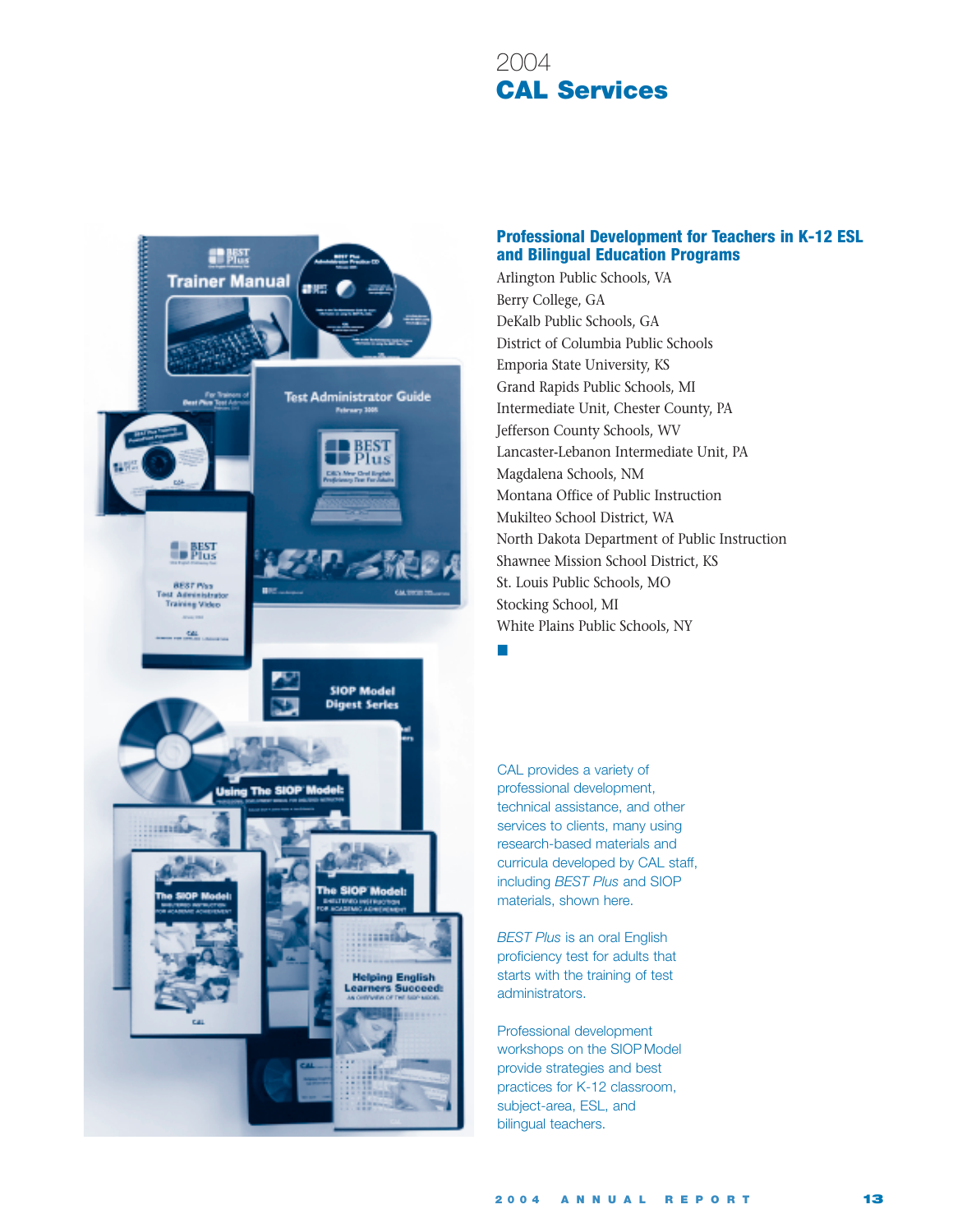2004

# CAL Services

## Professional Development for Teachers in K-12 ESL and Bilingual Education Programs

Arlington Public Schools, VA
Berry College, GA
DeKalb Public Schools, GA
District of Columbia Public Schools
Emporia State University, KS
Grand Rapids Public Schools, MI
Intermediate Unit, Chester County, PA
Jefferson County Schools, WV
Lancaster-Lebanon Intermediate Unit, PA
Magdalena Schools, NM
Montana Office of Public Instruction
Mukilteo School District, WA
North Dakota Department of Public Instruction
Shawnee Mission School District, KS
St. Louis Public Schools, MO
Stocking School, MI
White Plains Public Schools, NY

CAL provides a variety of professional development, technical assistance, and other services to clients, many using research-based materials and curricula developed by CAL staff, including *BEST Plus* and SIOP materials, shown here.

*BEST Plus* is an oral English proficiency test for adults that starts with the training of test administrators.

Professional development workshops on the SIOP Model provide strategies and best practices for K-12 classroom, subject-area, ESL, and bilingual teachers.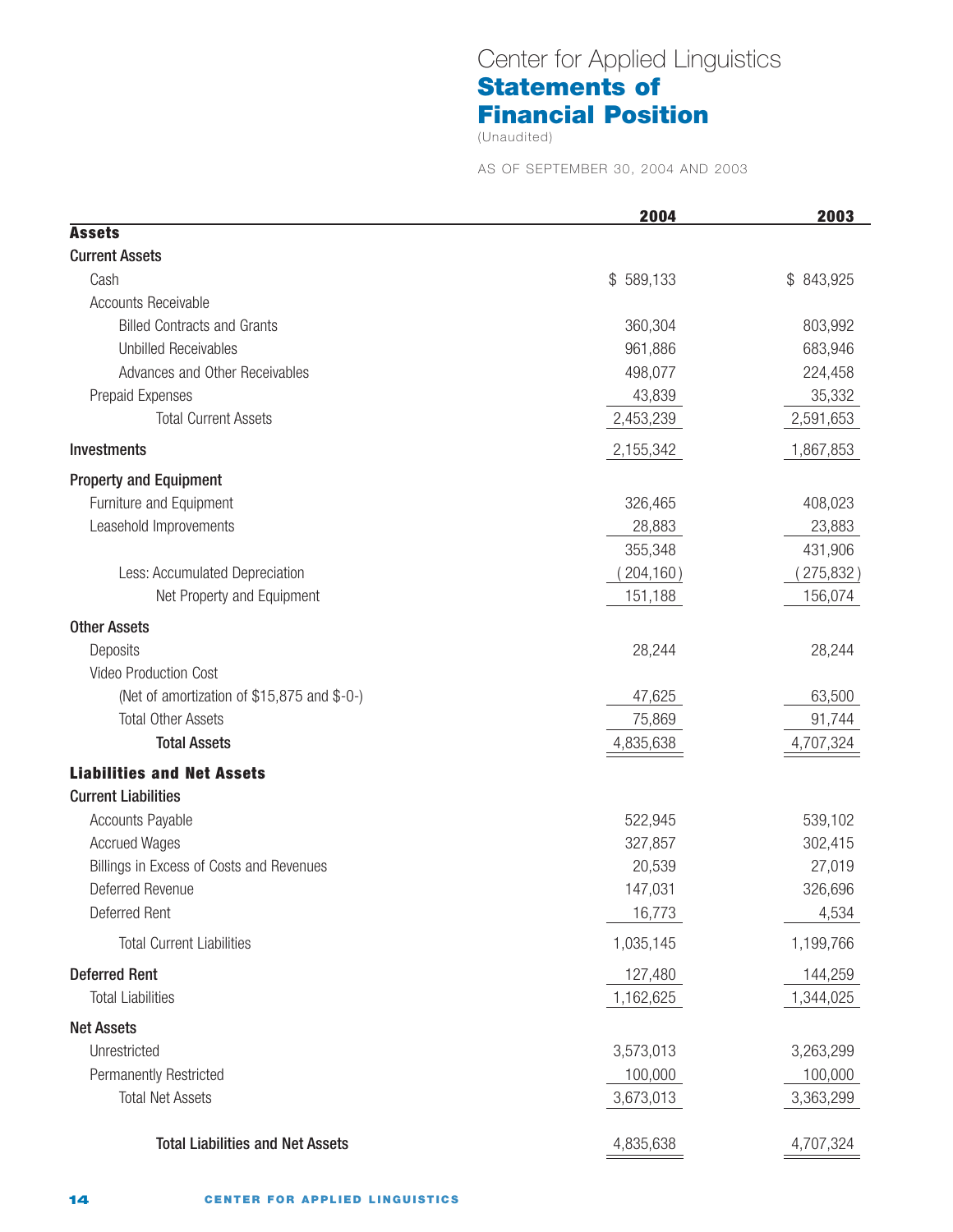Center for Applied Linguistics

# Statements of Financial Position

(Unaudited)

AS OF SEPTEMBER 30, 2004 AND 2003

| | 2004 | 2003 |
|---|---|---|
| **Assets** | | |
| **Current Assets** | | |
| Cash | $ 589,133 | $ 843,925 |
| Accounts Receivable | | |
| Billed Contracts and Grants | 360,304 | 803,992 |
| Unbilled Receivables | 961,886 | 683,946 |
| Advances and Other Receivables | 498,077 | 224,458 |
| Prepaid Expenses | 43,839 | 35,332 |
| Total Current Assets | 2,453,239 | 2,591,653 |
| **Investments** | 2,155,342 | 1,867,853 |
| **Property and Equipment** | | |
| Furniture and Equipment | 326,465 | 408,023 |
| Leasehold Improvements | 28,883 | 23,883 |
| | 355,348 | 431,906 |
| Less: Accumulated Depreciation | (204,160) | (275,832) |
| Net Property and Equipment | 151,188 | 156,074 |
| **Other Assets** | | |
| Deposits | 28,244 | 28,244 |
| Video Production Cost | | |
| (Net of amortization of $15,875 and $-0-) | 47,625 | 63,500 |
| Total Other Assets | 75,869 | 91,744 |
| **Total Assets** | 4,835,638 | 4,707,324 |
| **Liabilities and Net Assets** | | |
| **Current Liabilities** | | |
| Accounts Payable | 522,945 | 539,102 |
| Accrued Wages | 327,857 | 302,415 |
| Billings in Excess of Costs and Revenues | 20,539 | 27,019 |
| Deferred Revenue | 147,031 | 326,696 |
| Deferred Rent | 16,773 | 4,534 |
| Total Current Liabilities | 1,035,145 | 1,199,766 |
| **Deferred Rent** | 127,480 | 144,259 |
| Total Liabilities | 1,162,625 | 1,344,025 |
| **Net Assets** | | |
| Unrestricted | 3,573,013 | 3,263,299 |
| Permanently Restricted | 100,000 | 100,000 |
| Total Net Assets | 3,673,013 | 3,363,299 |
| **Total Liabilities and Net Assets** | 4,835,638 | 4,707,324 |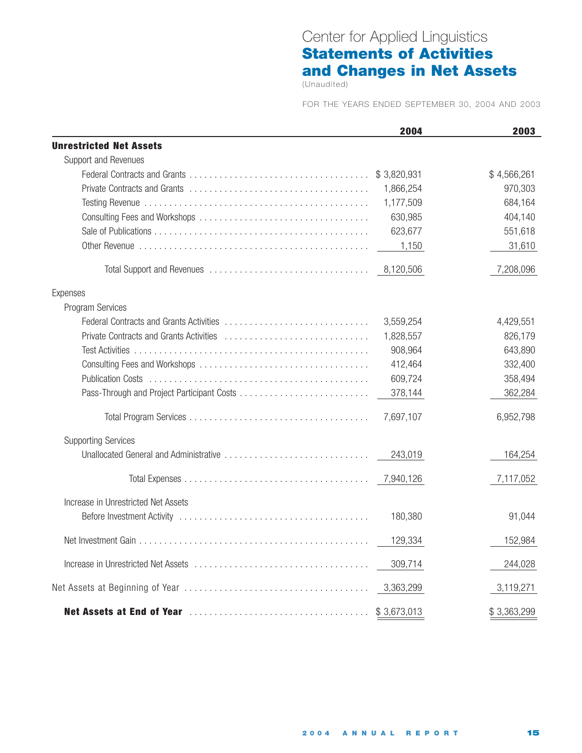# Center for Applied Linguistics

## Statements of Activities and Changes in Net Assets

(Unaudited)

FOR THE YEARS ENDED SEPTEMBER 30, 2004 AND 2003

| | 2004 | 2003 |
|---|---|---|
| **Unrestricted Net Assets** | | |
| Support and Revenues | | |
| Federal Contracts and Grants | $ 3,820,931 | $ 4,566,261 |
| Private Contracts and Grants | 1,866,254 | 970,303 |
| Testing Revenue | 1,177,509 | 684,164 |
| Consulting Fees and Workshops | 630,985 | 404,140 |
| Sale of Publications | 623,677 | 551,618 |
| Other Revenue | 1,150 | 31,610 |
| Total Support and Revenues | 8,120,506 | 7,208,096 |
| Expenses | | |
| Program Services | | |
| Federal Contracts and Grants Activities | 3,559,254 | 4,429,551 |
| Private Contracts and Grants Activities | 1,828,557 | 826,179 |
| Test Activities | 908,964 | 643,890 |
| Consulting Fees and Workshops | 412,464 | 332,400 |
| Publication Costs | 609,724 | 358,494 |
| Pass-Through and Project Participant Costs | 378,144 | 362,284 |
| Total Program Services | 7,697,107 | 6,952,798 |
| Supporting Services | | |
| Unallocated General and Administrative | 243,019 | 164,254 |
| Total Expenses | 7,940,126 | 7,117,052 |
| Increase in Unrestricted Net Assets Before Investment Activity | 180,380 | 91,044 |
| Net Investment Gain | 129,334 | 152,984 |
| Increase in Unrestricted Net Assets | 309,714 | 244,028 |
| Net Assets at Beginning of Year | 3,363,299 | 3,119,271 |
| **Net Assets at End of Year** | $ 3,673,013 | $ 3,363,299 |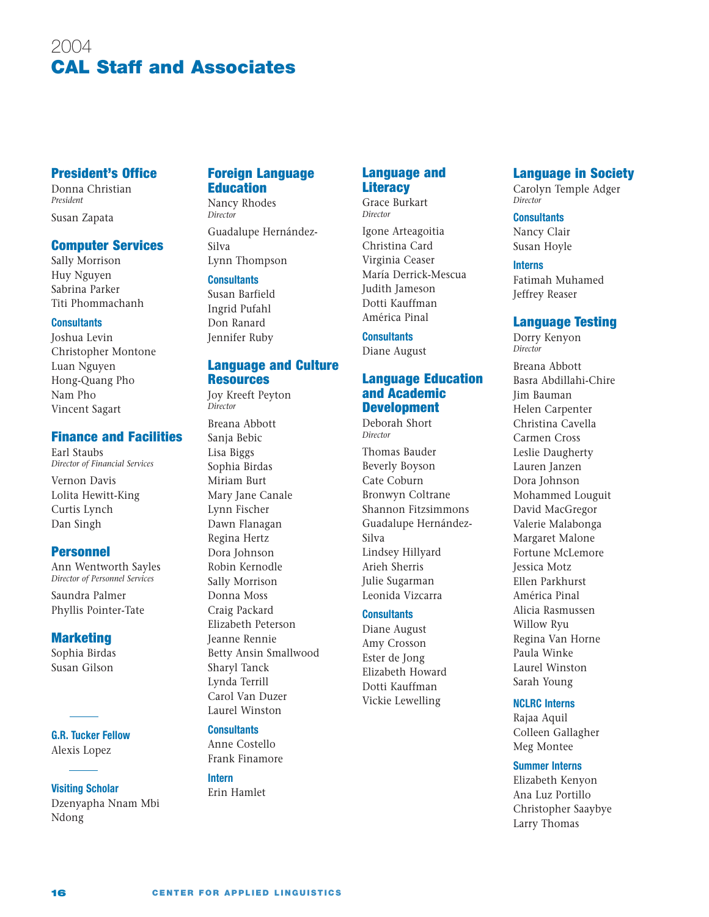# 2004 CAL Staff and Associates

## President's Office

Donna Christian
*President*

Susan Zapata

## Computer Services

Sally Morrison
Huy Nguyen
Sabrina Parker
Titi Phommachanh

### Consultants

Joshua Levin
Christopher Montone
Luan Nguyen
Hong-Quang Pho
Nam Pho
Vincent Sagart

## Finance and Facilities

Earl Staubs
*Director of Financial Services*

Vernon Davis
Lolita Hewitt-King
Curtis Lynch
Dan Singh

## Personnel

Ann Wentworth Sayles
*Director of Personnel Services*

Saundra Palmer
Phyllis Pointer-Tate

## Marketing

Sophia Birdas
Susan Gilson

---

### G.R. Tucker Fellow

Alexis Lopez

---

### Visiting Scholar

Dzenyapha Nnam Mbi Ndong

## Foreign Language Education

Nancy Rhodes
*Director*

Guadalupe Hernández-Silva
Lynn Thompson

### Consultants

Susan Barfield
Ingrid Pufahl
Don Ranard
Jennifer Ruby

## Language and Culture Resources

Joy Kreeft Peyton
*Director*

Breana Abbott
Sanja Bebic
Lisa Biggs
Sophia Birdas
Miriam Burt
Mary Jane Canale
Lynn Fischer
Dawn Flanagan
Regina Hertz
Dora Johnson
Robin Kernodle
Sally Morrison
Donna Moss
Craig Packard
Elizabeth Peterson
Jeanne Rennie
Betty Ansin Smallwood
Sharyl Tanck
Lynda Terrill
Carol Van Duzer
Laurel Winston

### Consultants

Anne Costello
Frank Finamore

### Intern

Erin Hamlet

## Language and Literacy

Grace Burkart
*Director*

Igone Arteagoitia
Christina Card
Virginia Ceaser
María Derrick-Mescua
Judith Jameson
Dotti Kauffman
América Pinal

### Consultants

Diane August

## Language Education and Academic Development

Deborah Short
*Director*

Thomas Bauder
Beverly Boyson
Cate Coburn
Bronwyn Coltrane
Shannon Fitzsimmons
Guadalupe Hernández-Silva
Lindsey Hillyard
Arieh Sherris
Julie Sugarman
Leonida Vizcarra

### Consultants

Diane August
Amy Crosson
Ester de Jong
Elizabeth Howard
Dotti Kauffman
Vickie Lewelling

## Language in Society

Carolyn Temple Adger
*Director*

### Consultants

Nancy Clair
Susan Hoyle

### Interns

Fatimah Muhamed
Jeffrey Reaser

## Language Testing

Dorry Kenyon
*Director*

Breana Abbott
Basra Abdillahi-Chire
Jim Bauman
Helen Carpenter
Christina Cavella
Carmen Cross
Leslie Daugherty
Lauren Janzen
Dora Johnson
Mohammed Louguit
David MacGregor
Valerie Malabonga
Margaret Malone
Fortune McLemore
Jessica Motz
Ellen Parkhurst
América Pinal
Alicia Rasmussen
Willow Ryu
Regina Van Horne
Paula Winke
Laurel Winston
Sarah Young

### NCLRC Interns

Rajaa Aquil
Colleen Gallagher
Meg Montee

### Summer Interns

Elizabeth Kenyon
Ana Luz Portillo
Christopher Saaybye
Larry Thomas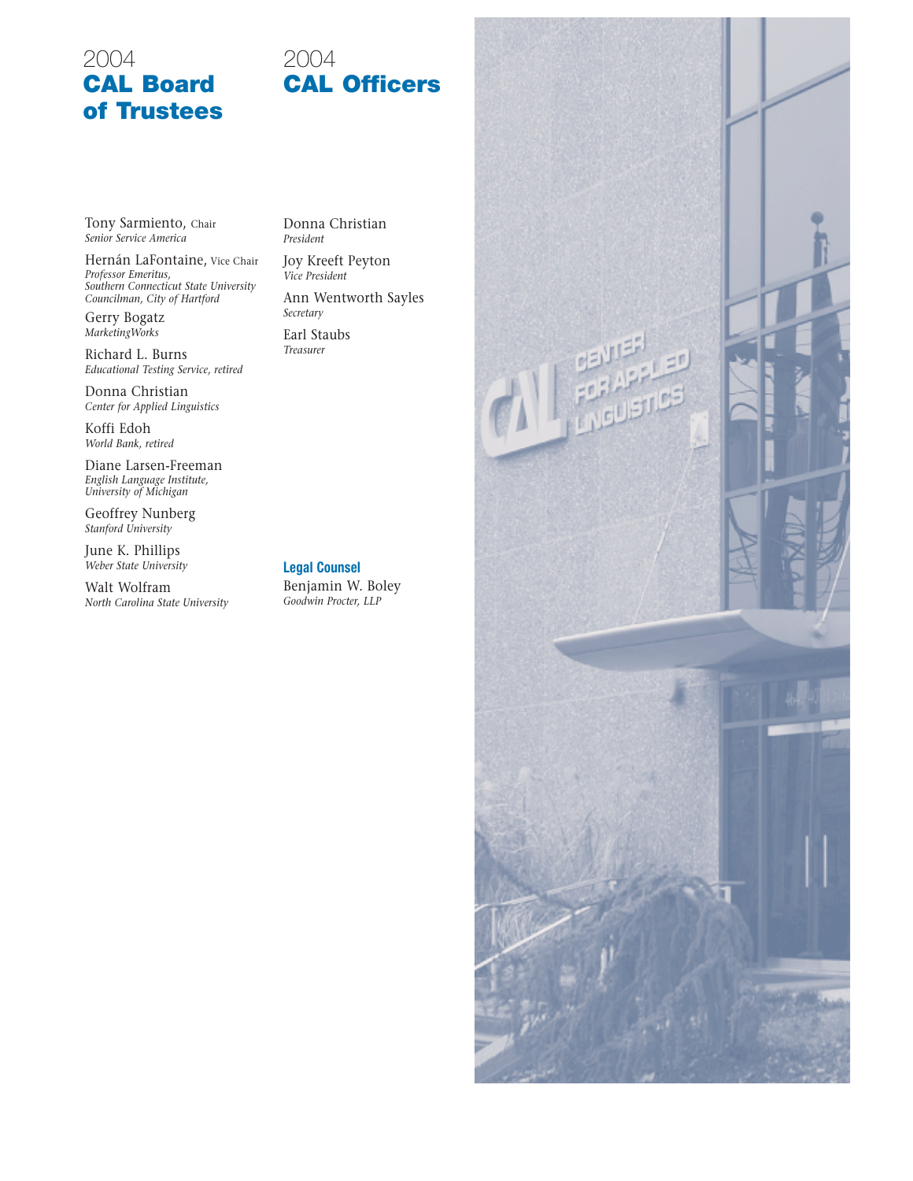## 2004 CAL Board of Trustees

Tony Sarmiento, Chair
*Senior Service America*

Hernán LaFontaine, Vice Chair
*Professor Emeritus,*
*Southern Connecticut State University*
*Councilman, City of Hartford*

Gerry Bogatz
*MarketingWorks*

Richard L. Burns
*Educational Testing Service, retired*

Donna Christian
*Center for Applied Linguistics*

Koffi Edoh
*World Bank, retired*

Diane Larsen-Freeman
*English Language Institute,*
*University of Michigan*

Geoffrey Nunberg
*Stanford University*

June K. Phillips
*Weber State University*

Walt Wolfram
*North Carolina State University*

## 2004 CAL Officers

Donna Christian
*President*

Joy Kreeft Peyton
*Vice President*

Ann Wentworth Sayles
*Secretary*

Earl Staubs
*Treasurer*

### Legal Counsel

Benjamin W. Boley
*Goodwin Procter, LLP*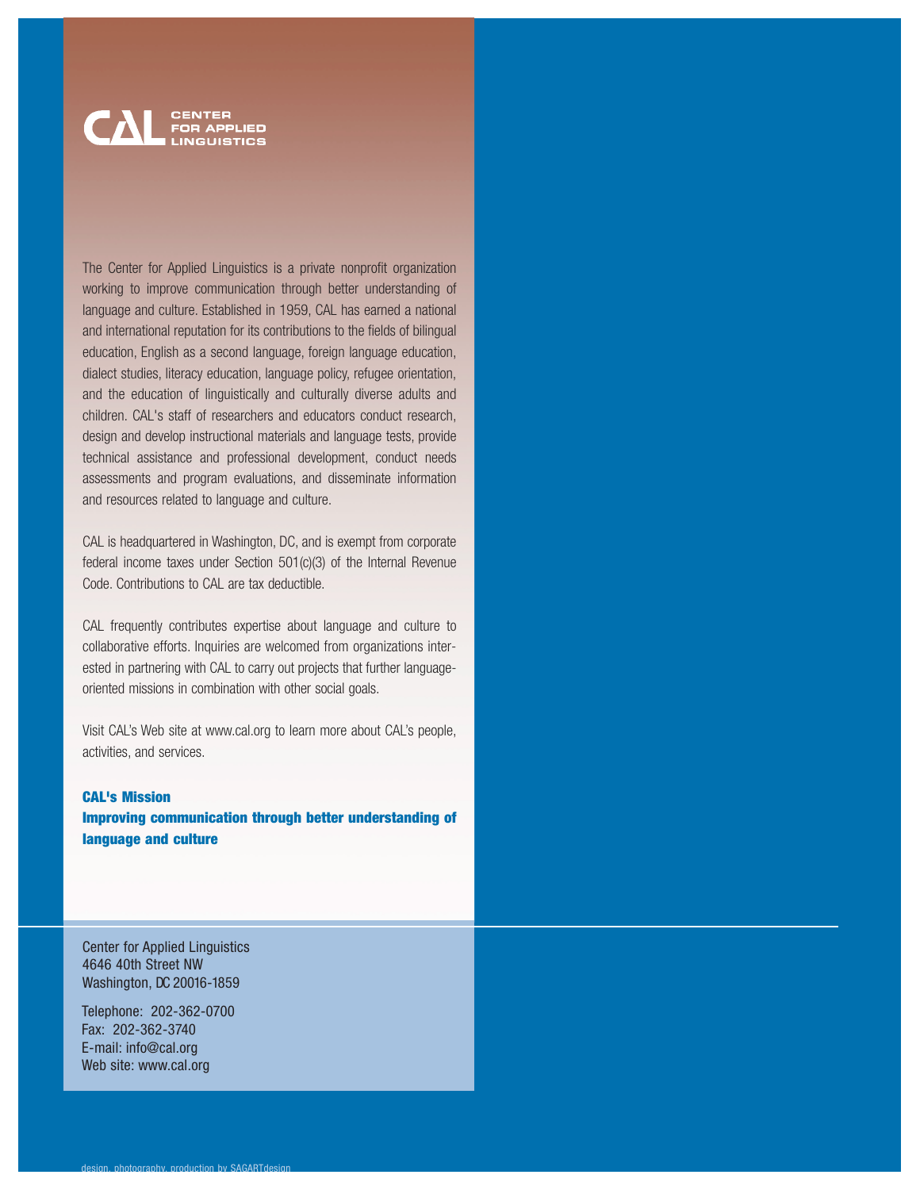**CAL** CENTER FOR APPLIED LINGUISTICS

The Center for Applied Linguistics is a private nonprofit organization working to improve communication through better understanding of language and culture. Established in 1959, CAL has earned a national and international reputation for its contributions to the fields of bilingual education, English as a second language, foreign language education, dialect studies, literacy education, language policy, refugee orientation, and the education of linguistically and culturally diverse adults and children. CAL's staff of researchers and educators conduct research, design and develop instructional materials and language tests, provide technical assistance and professional development, conduct needs assessments and program evaluations, and disseminate information and resources related to language and culture.

CAL is headquartered in Washington, DC, and is exempt from corporate federal income taxes under Section 501(c)(3) of the Internal Revenue Code. Contributions to CAL are tax deductible.

CAL frequently contributes expertise about language and culture to collaborative efforts. Inquiries are welcomed from organizations interested in partnering with CAL to carry out projects that further language-oriented missions in combination with other social goals.

Visit CAL's Web site at www.cal.org to learn more about CAL's people, activities, and services.

**CAL's Mission**
**Improving communication through better understanding of language and culture**

Center for Applied Linguistics
4646 40th Street NW
Washington, DC 20016-1859

Telephone: 202-362-0700
Fax: 202-362-3740
E-mail: info@cal.org
Web site: www.cal.org

design, photography, production by SAGARTdesign